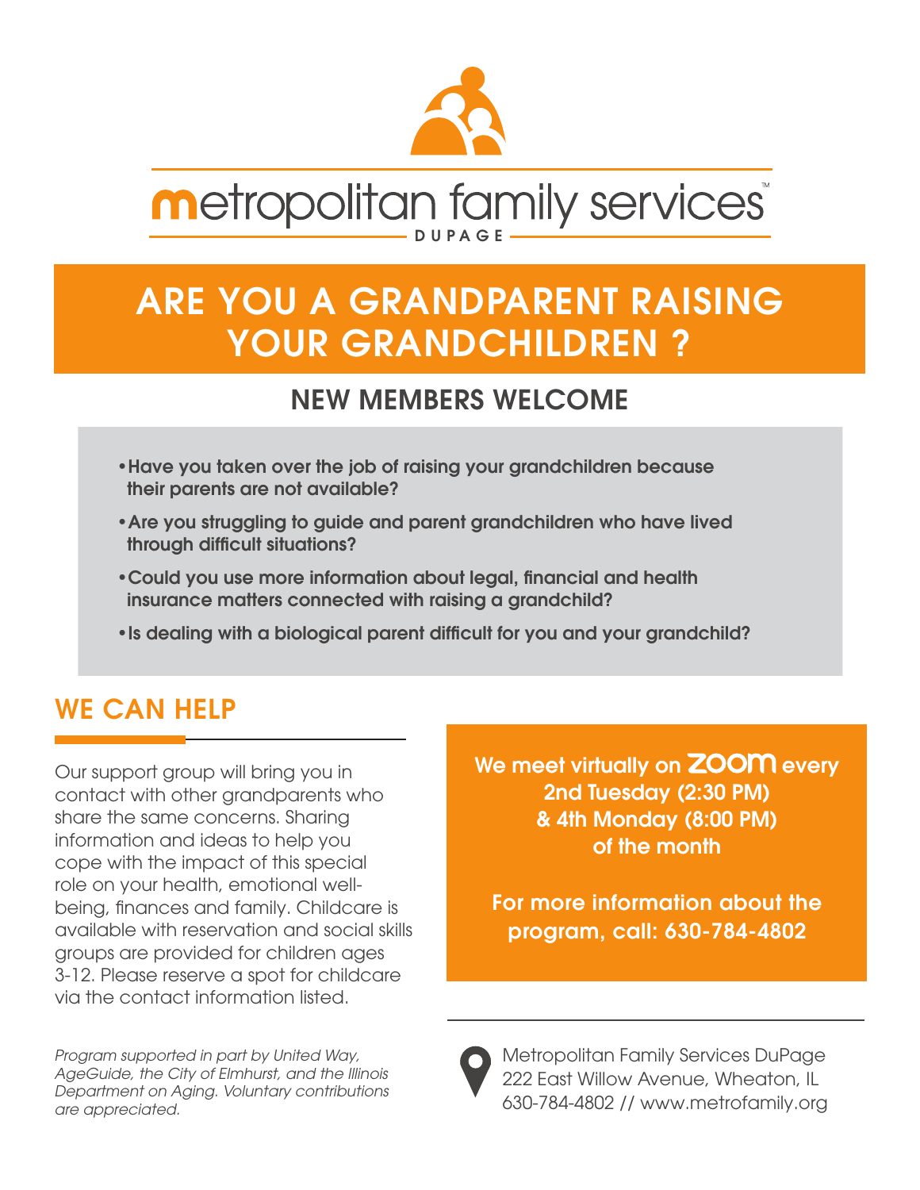metropolitan family services

DUPAGE

# ARE YOU A GRANDPARENT RAISING YOUR GRANDCHILDREN ?

## NEW MEMBERS WELCOME

- **Have you taken over the job of raising your grandchildren because their parents are not available?**
- **Are you struggling to guide and parent grandchildren who have lived through difficult situations?**
- **Could you use more information about legal, financial and health insurance matters connected with raising a grandchild?**
- **Is dealing with a biological parent difficult for you and your grandchild?**

## WE CAN HELP

Our support group will bring you in contact with other grandparents who share the same concerns. Sharing information and ideas to help you cope with the impact of this special role on your health, emotional well-being, finances and family. Childcare is available with reservation and social skills groups are provided for children ages 3-12. Please reserve a spot for childcare via the contact information listed.

*Program supported in part by United Way, AgeGuide, the City of Elmhurst, and the Illinois Department on Aging. Voluntary contributions are appreciated.*

**We meet virtually on ZOOM every 2nd Tuesday (2:30 PM) & 4th Monday (8:00 PM) of the month**

**For more information about the program, call: 630-784-4802**

Metropolitan Family Services DuPage
222 East Willow Avenue, Wheaton, IL
630-784-4802 // www.metrofamily.org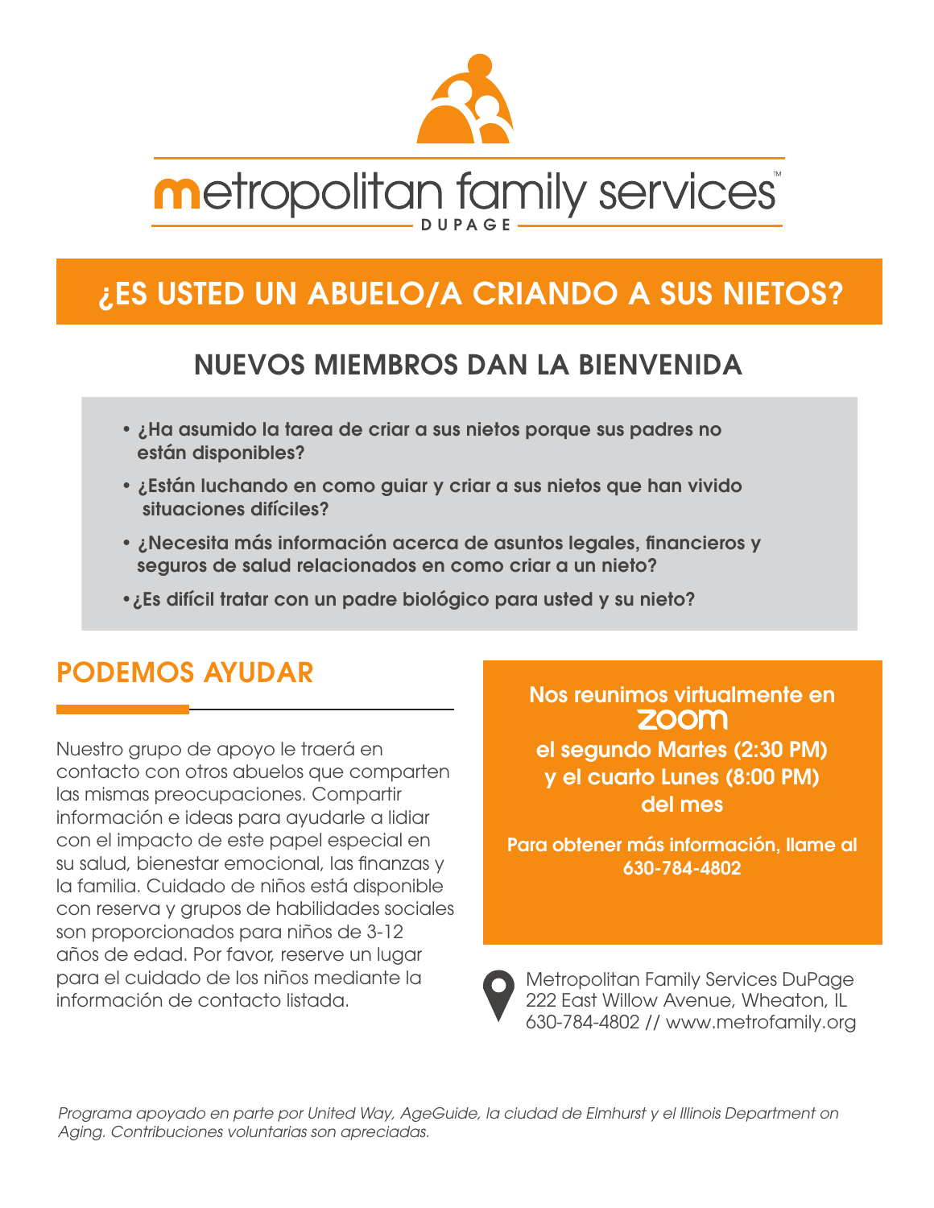metropolitan family services

DUPAGE

# ¿ES USTED UN ABUELO/A CRIANDO A SUS NIETOS?

## NUEVOS MIEMBROS DAN LA BIENVENIDA

- **¿Ha asumido la tarea de criar a sus nietos porque sus padres no están disponibles?**
- **¿Están luchando en como guiar y criar a sus nietos que han vivido situaciones difíciles?**
- **¿Necesita más información acerca de asuntos legales, financieros y seguros de salud relacionados en como criar a un nieto?**
- **¿Es difícil tratar con un padre biológico para usted y su nieto?**

## PODEMOS AYUDAR

Nuestro grupo de apoyo le traerá en contacto con otros abuelos que comparten las mismas preocupaciones. Compartir información e ideas para ayudarle a lidiar con el impacto de este papel especial en su salud, bienestar emocional, las finanzas y la familia. Cuidado de niños está disponible con reserva y grupos de habilidades sociales son proporcionados para niños de 3-12 años de edad. Por favor, reserve un lugar para el cuidado de los niños mediante la información de contacto listada.

**Nos reunimos virtualmente en zoom el segundo Martes (2:30 PM) y el cuarto Lunes (8:00 PM) del mes**

**Para obtener más información, llame al 630-784-4802**

Metropolitan Family Services DuPage
222 East Willow Avenue, Wheaton, IL
630-784-4802 // www.metrofamily.org

*Programa apoyado en parte por United Way, AgeGuide, la ciudad de Elmhurst y el Illinois Department on Aging. Contribuciones voluntarias son apreciadas.*